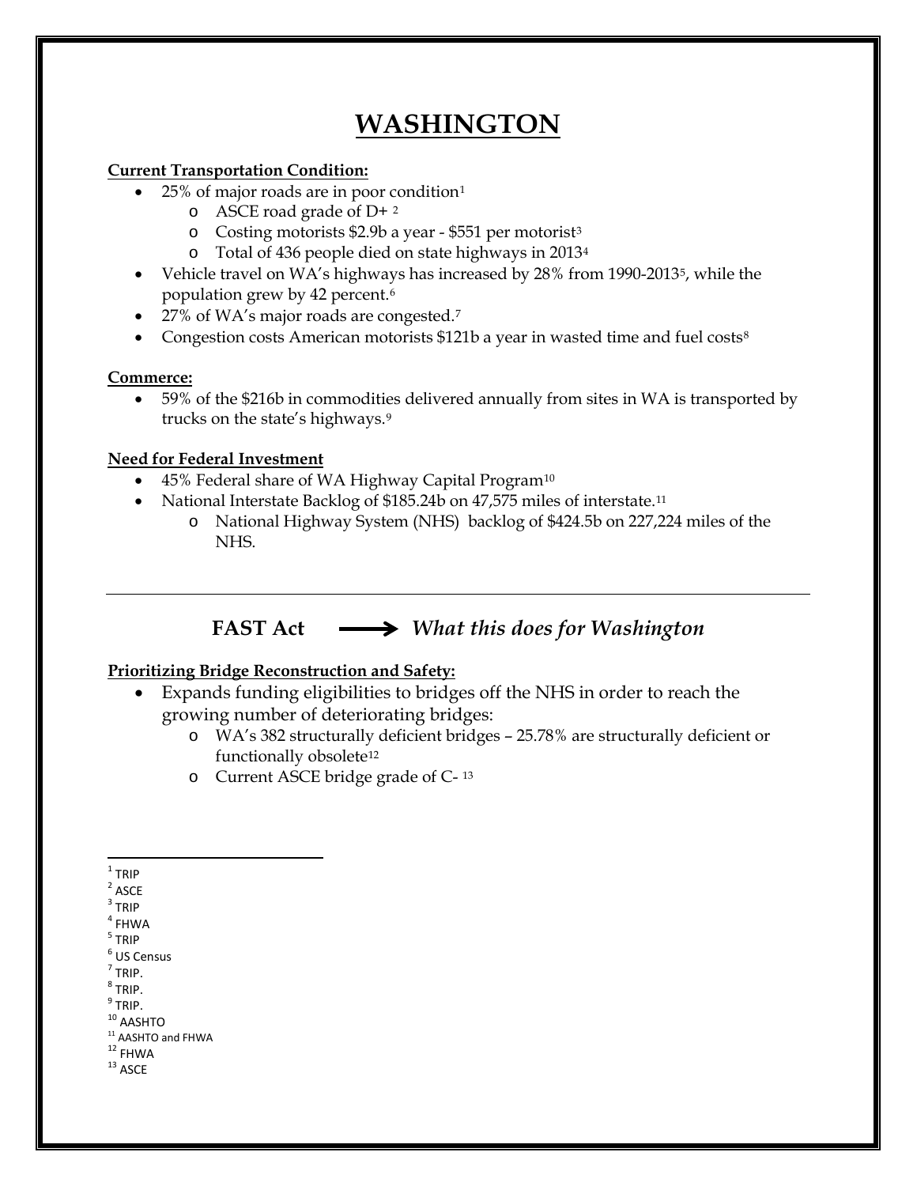# WASHINGTON

**Current Transportation Condition:**

- 25% of major roads are in poor condition[1]
  - ASCE road grade of D+ [2]
  - Costing motorists $2.9b a year - $551 per motorist[3]
  - Total of 436 people died on state highways in 2013[4]
- Vehicle travel on WA's highways has increased by 28% from 1990-2013[5], while the population grew by 42 percent.[6]
- 27% of WA's major roads are congested.[7]
- Congestion costs American motorists $121b a year in wasted time and fuel costs[8]

**Commerce:**

- 59% of the $216b in commodities delivered annually from sites in WA is transported by trucks on the state's highways.[9]

**Need for Federal Investment**

- 45% Federal share of WA Highway Capital Program[10]
- National Interstate Backlog of $185.24b on 47,575 miles of interstate.[11]
  - National Highway System (NHS) backlog of $424.5b on 227,224 miles of the NHS.

---

## FAST Act ⟶ *What this does for Washington*

**Prioritizing Bridge Reconstruction and Safety:**

- Expands funding eligibilities to bridges off the NHS in order to reach the growing number of deteriorating bridges:
  - WA's 382 structurally deficient bridges – 25.78% are structurally deficient or functionally obsolete[12]
  - Current ASCE bridge grade of C- [13]

---

[1] TRIP
[2] ASCE
[3] TRIP
[4] FHWA
[5] TRIP
[6] US Census
[7] TRIP.
[8] TRIP.
[9] TRIP.
[10] AASHTO
[11] AASHTO and FHWA
[12] FHWA
[13] ASCE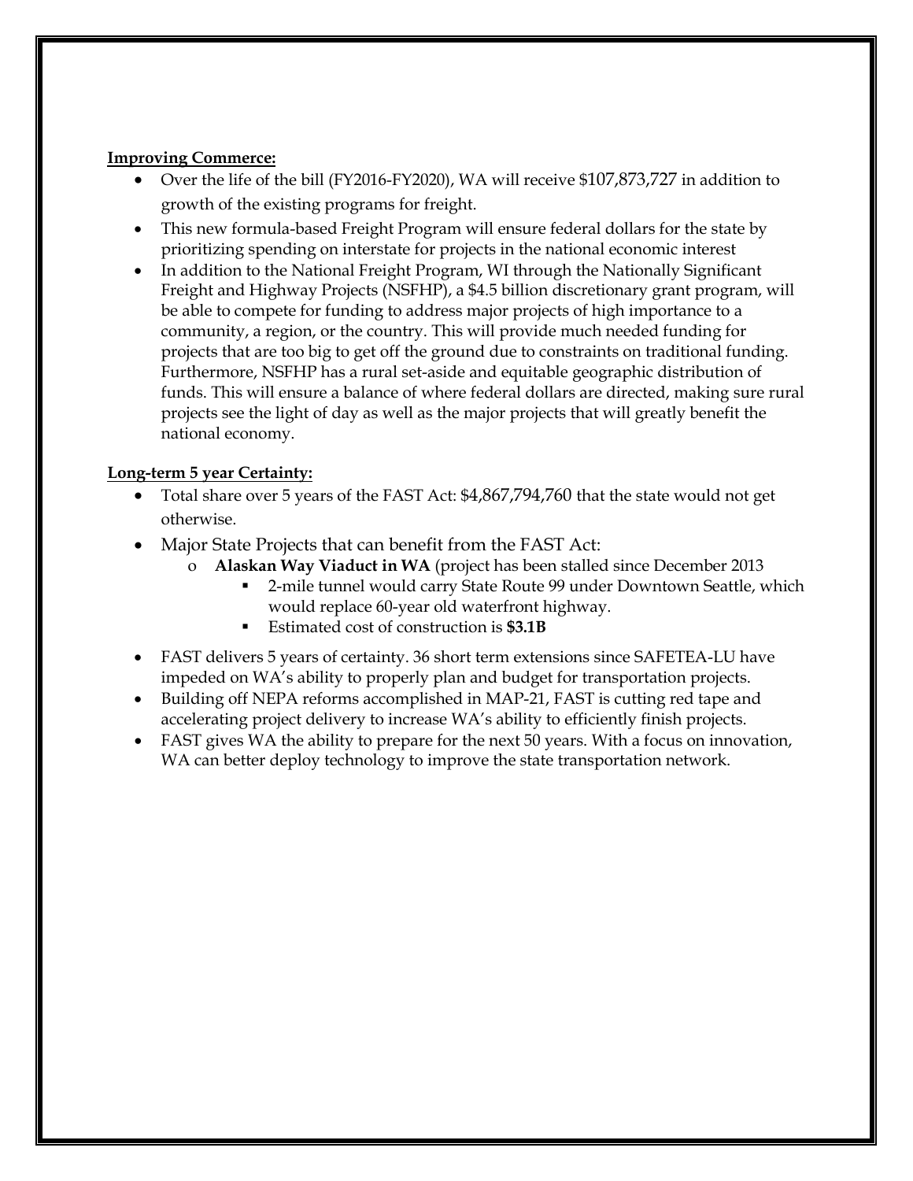**Improving Commerce:**

- Over the life of the bill (FY2016-FY2020), WA will receive $107,873,727 in addition to growth of the existing programs for freight.
- This new formula-based Freight Program will ensure federal dollars for the state by prioritizing spending on interstate for projects in the national economic interest
- In addition to the National Freight Program, WI through the Nationally Significant Freight and Highway Projects (NSFHP), a $4.5 billion discretionary grant program, will be able to compete for funding to address major projects of high importance to a community, a region, or the country. This will provide much needed funding for projects that are too big to get off the ground due to constraints on traditional funding. Furthermore, NSFHP has a rural set-aside and equitable geographic distribution of funds. This will ensure a balance of where federal dollars are directed, making sure rural projects see the light of day as well as the major projects that will greatly benefit the national economy.

**Long-term 5 year Certainty:**

- Total share over 5 years of the FAST Act: $4,867,794,760 that the state would not get otherwise.
- Major State Projects that can benefit from the FAST Act:
  - **Alaskan Way Viaduct in WA** (project has been stalled since December 2013
    - 2-mile tunnel would carry State Route 99 under Downtown Seattle, which would replace 60-year old waterfront highway.
    - Estimated cost of construction is **$3.1B**
- FAST delivers 5 years of certainty. 36 short term extensions since SAFETEA-LU have impeded on WA's ability to properly plan and budget for transportation projects.
- Building off NEPA reforms accomplished in MAP-21, FAST is cutting red tape and accelerating project delivery to increase WA's ability to efficiently finish projects.
- FAST gives WA the ability to prepare for the next 50 years. With a focus on innovation, WA can better deploy technology to improve the state transportation network.